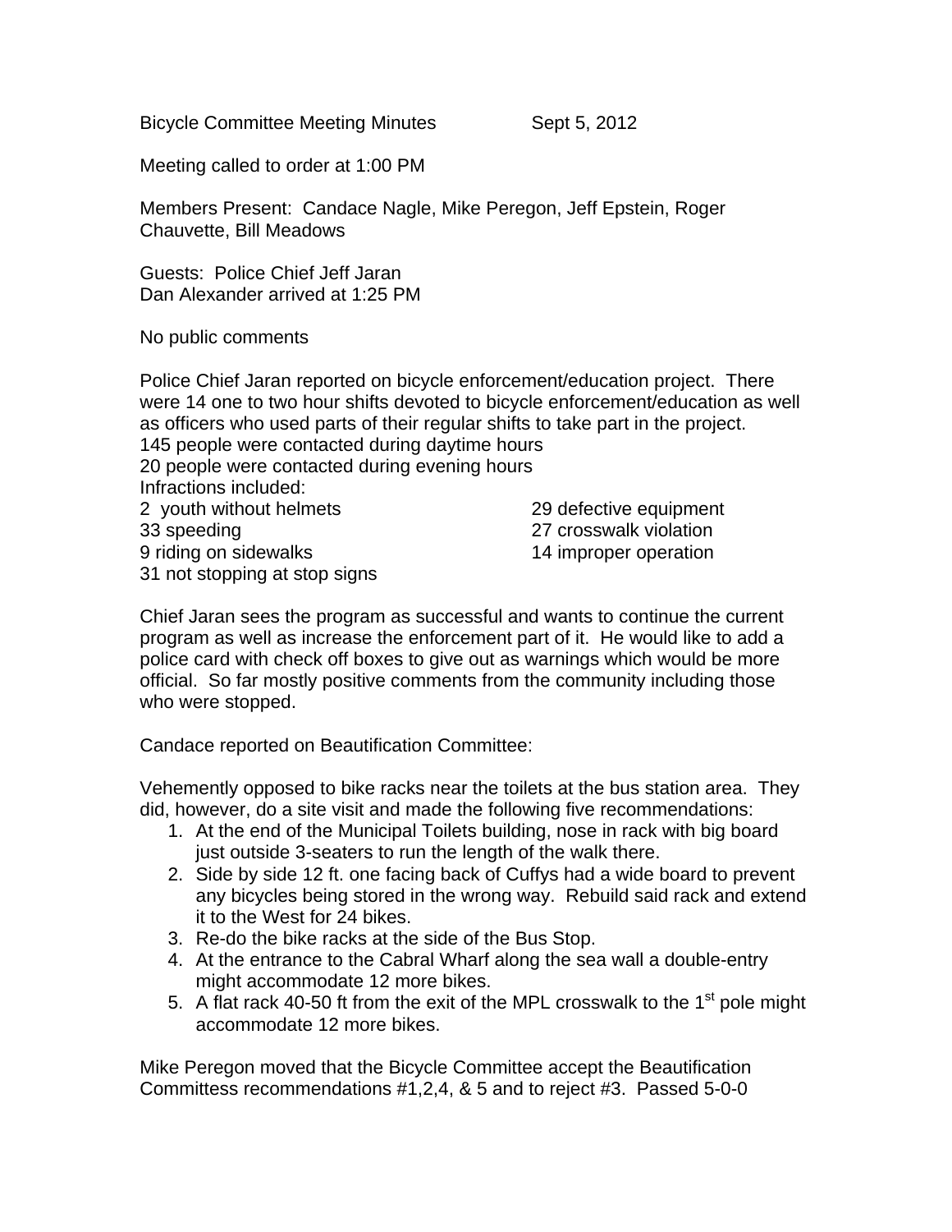Bicycle Committee Meeting Minutes Sept 5, 2012

Meeting called to order at 1:00 PM

Members Present: Candace Nagle, Mike Peregon, Jeff Epstein, Roger Chauvette, Bill Meadows

Guests: Police Chief Jeff Jaran
Dan Alexander arrived at 1:25 PM

No public comments

Police Chief Jaran reported on bicycle enforcement/education project. There were 14 one to two hour shifts devoted to bicycle enforcement/education as well as officers who used parts of their regular shifts to take part in the project.
145 people were contacted during daytime hours
20 people were contacted during evening hours
Infractions included:

2 youth without helmets
33 speeding
9 riding on sidewalks
31 not stopping at stop signs
29 defective equipment
27 crosswalk violation
14 improper operation

Chief Jaran sees the program as successful and wants to continue the current program as well as increase the enforcement part of it. He would like to add a police card with check off boxes to give out as warnings which would be more official. So far mostly positive comments from the community including those who were stopped.

Candace reported on Beautification Committee:

Vehemently opposed to bike racks near the toilets at the bus station area. They did, however, do a site visit and made the following five recommendations:

1. At the end of the Municipal Toilets building, nose in rack with big board just outside 3-seaters to run the length of the walk there.
2. Side by side 12 ft. one facing back of Cuffys had a wide board to prevent any bicycles being stored in the wrong way. Rebuild said rack and extend it to the West for 24 bikes.
3. Re-do the bike racks at the side of the Bus Stop.
4. At the entrance to the Cabral Wharf along the sea wall a double-entry might accommodate 12 more bikes.
5. A flat rack 40-50 ft from the exit of the MPL crosswalk to the 1st pole might accommodate 12 more bikes.

Mike Peregon moved that the Bicycle Committee accept the Beautification Committess recommendations #1,2,4, & 5 and to reject #3. Passed 5-0-0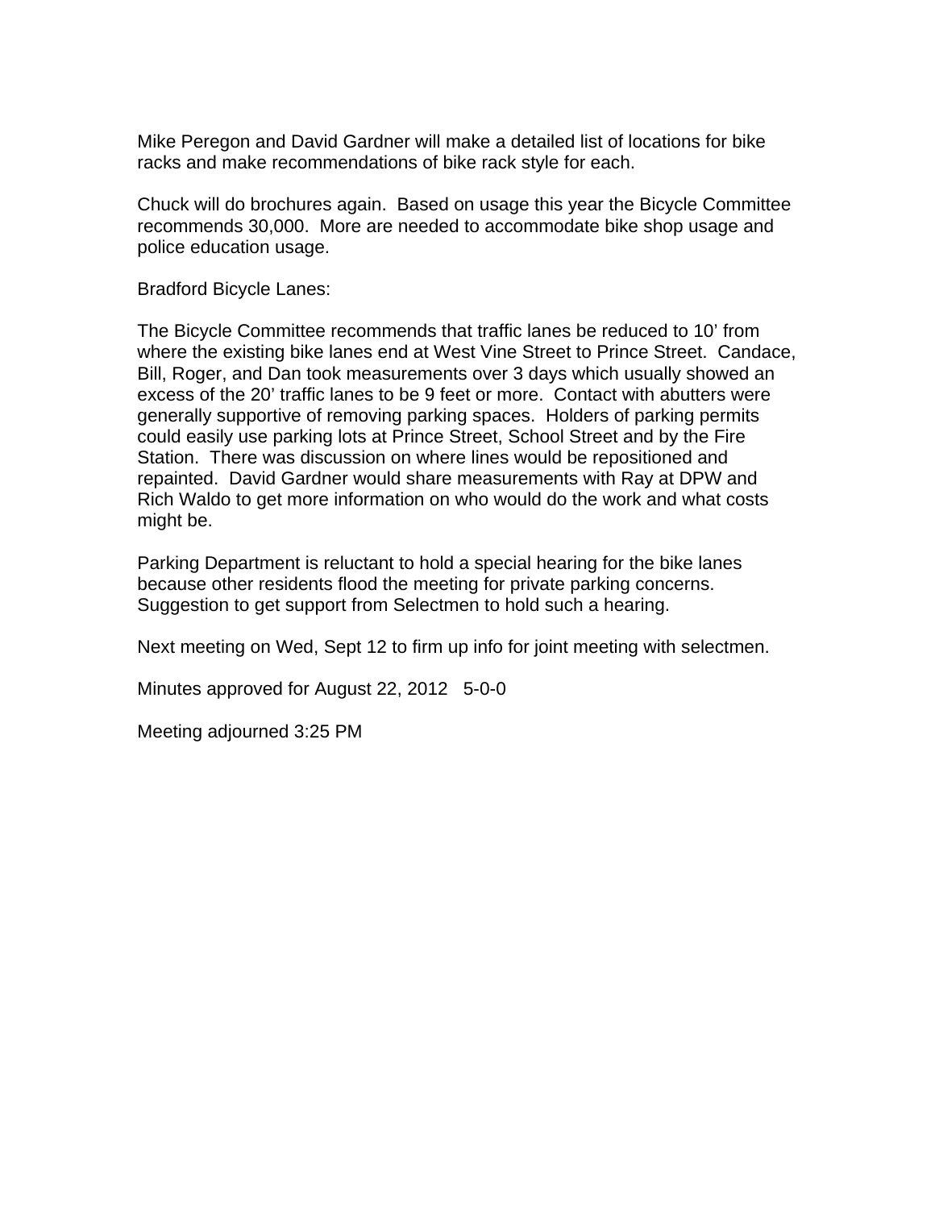Mike Peregon and David Gardner will make a detailed list of locations for bike racks and make recommendations of bike rack style for each.

Chuck will do brochures again. Based on usage this year the Bicycle Committee recommends 30,000. More are needed to accommodate bike shop usage and police education usage.

Bradford Bicycle Lanes:

The Bicycle Committee recommends that traffic lanes be reduced to 10' from where the existing bike lanes end at West Vine Street to Prince Street. Candace, Bill, Roger, and Dan took measurements over 3 days which usually showed an excess of the 20' traffic lanes to be 9 feet or more. Contact with abutters were generally supportive of removing parking spaces. Holders of parking permits could easily use parking lots at Prince Street, School Street and by the Fire Station. There was discussion on where lines would be repositioned and repainted. David Gardner would share measurements with Ray at DPW and Rich Waldo to get more information on who would do the work and what costs might be.

Parking Department is reluctant to hold a special hearing for the bike lanes because other residents flood the meeting for private parking concerns. Suggestion to get support from Selectmen to hold such a hearing.

Next meeting on Wed, Sept 12 to firm up info for joint meeting with selectmen.

Minutes approved for August 22, 2012 5-0-0

Meeting adjourned 3:25 PM